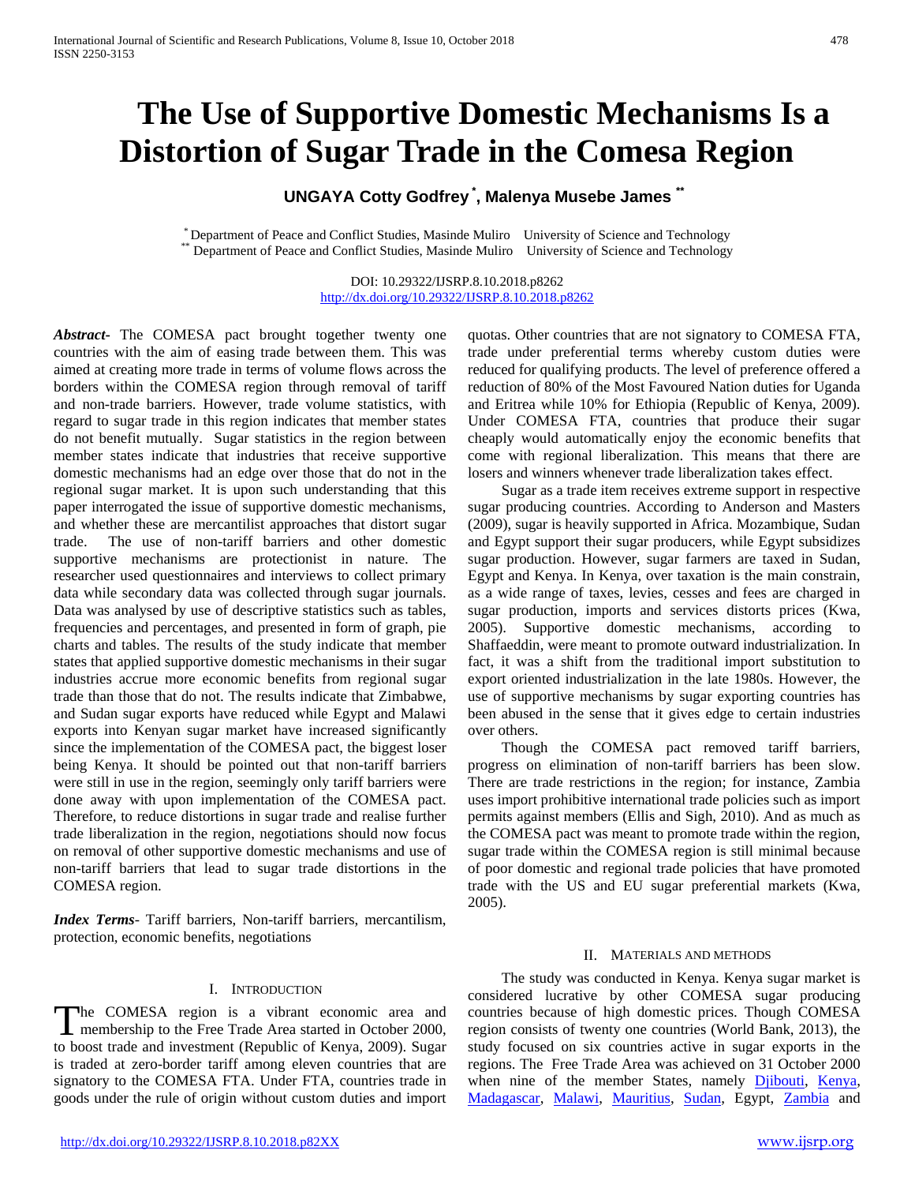# The Use of Supportive Domestic Mechanisms Is a Distortion of Sugar Trade in the Comesa Region

**UNGAYA Cotty Godfrey [*], Malenya Musebe James [**]**

[*] Department of Peace and Conflict Studies, Masinde Muliro University of Science and Technology
[**] Department of Peace and Conflict Studies, Masinde Muliro University of Science and Technology

DOI: 10.29322/IJSRP.8.10.2018.p8262
http://dx.doi.org/10.29322/IJSRP.8.10.2018.p8262

***Abstract***- The COMESA pact brought together twenty one countries with the aim of easing trade between them. This was aimed at creating more trade in terms of volume flows across the borders within the COMESA region through removal of tariff and non-trade barriers. However, trade volume statistics, with regard to sugar trade in this region indicates that member states do not benefit mutually. Sugar statistics in the region between member states indicate that industries that receive supportive domestic mechanisms had an edge over those that do not in the regional sugar market. It is upon such understanding that this paper interrogated the issue of supportive domestic mechanisms, and whether these are mercantilist approaches that distort sugar trade. The use of non-tariff barriers and other domestic supportive mechanisms are protectionist in nature. The researcher used questionnaires and interviews to collect primary data while secondary data was collected through sugar journals. Data was analysed by use of descriptive statistics such as tables, frequencies and percentages, and presented in form of graph, pie charts and tables. The results of the study indicate that member states that applied supportive domestic mechanisms in their sugar industries accrue more economic benefits from regional sugar trade than those that do not. The results indicate that Zimbabwe, and Sudan sugar exports have reduced while Egypt and Malawi exports into Kenyan sugar market have increased significantly since the implementation of the COMESA pact, the biggest loser being Kenya. It should be pointed out that non-tariff barriers were still in use in the region, seemingly only tariff barriers were done away with upon implementation of the COMESA pact. Therefore, to reduce distortions in sugar trade and realise further trade liberalization in the region, negotiations should now focus on removal of other supportive domestic mechanisms and use of non-tariff barriers that lead to sugar trade distortions in the COMESA region.

***Index Terms***- Tariff barriers, Non-tariff barriers, mercantilism, protection, economic benefits, negotiations

## I. Introduction

The COMESA region is a vibrant economic area and membership to the Free Trade Area started in October 2000, to boost trade and investment (Republic of Kenya, 2009). Sugar is traded at zero-border tariff among eleven countries that are signatory to the COMESA FTA. Under FTA, countries trade in goods under the rule of origin without custom duties and import quotas. Other countries that are not signatory to COMESA FTA, trade under preferential terms whereby custom duties were reduced for qualifying products. The level of preference offered a reduction of 80% of the Most Favoured Nation duties for Uganda and Eritrea while 10% for Ethiopia (Republic of Kenya, 2009). Under COMESA FTA, countries that produce their sugar cheaply would automatically enjoy the economic benefits that come with regional liberalization. This means that there are losers and winners whenever trade liberalization takes effect.

Sugar as a trade item receives extreme support in respective sugar producing countries. According to Anderson and Masters (2009), sugar is heavily supported in Africa. Mozambique, Sudan and Egypt support their sugar producers, while Egypt subsidizes sugar production. However, sugar farmers are taxed in Sudan, Egypt and Kenya. In Kenya, over taxation is the main constrain, as a wide range of taxes, levies, cesses and fees are charged in sugar production, imports and services distorts prices (Kwa, 2005). Supportive domestic mechanisms, according to Shaffaeddin, were meant to promote outward industrialization. In fact, it was a shift from the traditional import substitution to export oriented industrialization in the late 1980s. However, the use of supportive mechanisms by sugar exporting countries has been abused in the sense that it gives edge to certain industries over others.

Though the COMESA pact removed tariff barriers, progress on elimination of non-tariff barriers has been slow. There are trade restrictions in the region; for instance, Zambia uses import prohibitive international trade policies such as import permits against members (Ellis and Sigh, 2010). And as much as the COMESA pact was meant to promote trade within the region, sugar trade within the COMESA region is still minimal because of poor domestic and regional trade policies that have promoted trade with the US and EU sugar preferential markets (Kwa, 2005).

## II. Materials and Methods

The study was conducted in Kenya. Kenya sugar market is considered lucrative by other COMESA sugar producing countries because of high domestic prices. Though COMESA region consists of twenty one countries (World Bank, 2013), the study focused on six countries active in sugar exports in the regions. The Free Trade Area was achieved on 31 October 2000 when nine of the member States, namely Djibouti, Kenya, Madagascar, Malawi, Mauritius, Sudan, Egypt, Zambia and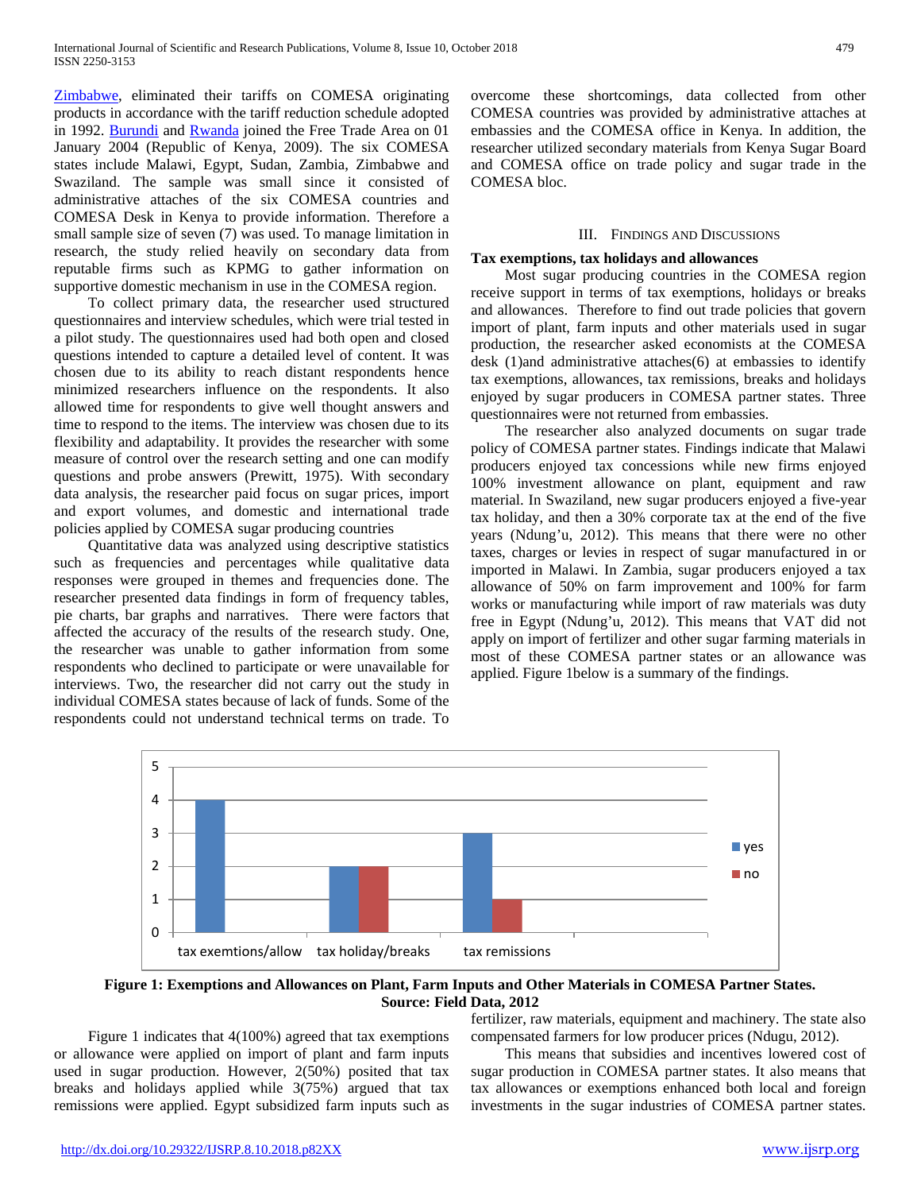[Zimbabwe](#), eliminated their tariffs on COMESA originating products in accordance with the tariff reduction schedule adopted in 1992. [Burundi](#) and [Rwanda](#) joined the Free Trade Area on 01 January 2004 (Republic of Kenya, 2009). The six COMESA states include Malawi, Egypt, Sudan, Zambia, Zimbabwe and Swaziland. The sample was small since it consisted of administrative attaches of the six COMESA countries and COMESA Desk in Kenya to provide information. Therefore a small sample size of seven (7) was used. To manage limitation in research, the study relied heavily on secondary data from reputable firms such as KPMG to gather information on supportive domestic mechanism in use in the COMESA region.

To collect primary data, the researcher used structured questionnaires and interview schedules, which were trial tested in a pilot study. The questionnaires used had both open and closed questions intended to capture a detailed level of content. It was chosen due to its ability to reach distant respondents hence minimized researchers influence on the respondents. It also allowed time for respondents to give well thought answers and time to respond to the items. The interview was chosen due to its flexibility and adaptability. It provides the researcher with some measure of control over the research setting and one can modify questions and probe answers (Prewitt, 1975). With secondary data analysis, the researcher paid focus on sugar prices, import and export volumes, and domestic and international trade policies applied by COMESA sugar producing countries

Quantitative data was analyzed using descriptive statistics such as frequencies and percentages while qualitative data responses were grouped in themes and frequencies done. The researcher presented data findings in form of frequency tables, pie charts, bar graphs and narratives. There were factors that affected the accuracy of the results of the research study. One, the researcher was unable to gather information from some respondents who declined to participate or were unavailable for interviews. Two, the researcher did not carry out the study in individual COMESA states because of lack of funds. Some of the respondents could not understand technical terms on trade. To overcome these shortcomings, data collected from other COMESA countries was provided by administrative attaches at embassies and the COMESA office in Kenya. In addition, the researcher utilized secondary materials from Kenya Sugar Board and COMESA office on trade policy and sugar trade in the COMESA bloc.

## III. Findings and Discussions

**Tax exemptions, tax holidays and allowances**

Most sugar producing countries in the COMESA region receive support in terms of tax exemptions, holidays or breaks and allowances. Therefore to find out trade policies that govern import of plant, farm inputs and other materials used in sugar production, the researcher asked economists at the COMESA desk (1)and administrative attaches(6) at embassies to identify tax exemptions, allowances, tax remissions, breaks and holidays enjoyed by sugar producers in COMESA partner states. Three questionnaires were not returned from embassies.

The researcher also analyzed documents on sugar trade policy of COMESA partner states. Findings indicate that Malawi producers enjoyed tax concessions while new firms enjoyed 100% investment allowance on plant, equipment and raw material. In Swaziland, new sugar producers enjoyed a five-year tax holiday, and then a 30% corporate tax at the end of the five years (Ndung'u, 2012). This means that there were no other taxes, charges or levies in respect of sugar manufactured in or imported in Malawi. In Zambia, sugar producers enjoyed a tax allowance of 50% on farm improvement and 100% for farm works or manufacturing while import of raw materials was duty free in Egypt (Ndung'u, 2012). This means that VAT did not apply on import of fertilizer and other sugar farming materials in most of these COMESA partner states or an allowance was applied. Figure 1below is a summary of the findings.

| | tax exemtions/allow | tax holiday/breaks | tax remissions |
|---|---|---|---|
| yes | 4 | 2 | 3 |
| no | | 2 | 1 |

**Figure 1: Exemptions and Allowances on Plant, Farm Inputs and Other Materials in COMESA Partner States. Source: Field Data, 2012**

Figure 1 indicates that 4(100%) agreed that tax exemptions or allowance were applied on import of plant and farm inputs used in sugar production. However, 2(50%) posited that tax breaks and holidays applied while 3(75%) argued that tax remissions were applied. Egypt subsidized farm inputs such as fertilizer, raw materials, equipment and machinery. The state also compensated farmers for low producer prices (Ndugu, 2012).

This means that subsidies and incentives lowered cost of sugar production in COMESA partner states. It also means that tax allowances or exemptions enhanced both local and foreign investments in the sugar industries of COMESA partner states.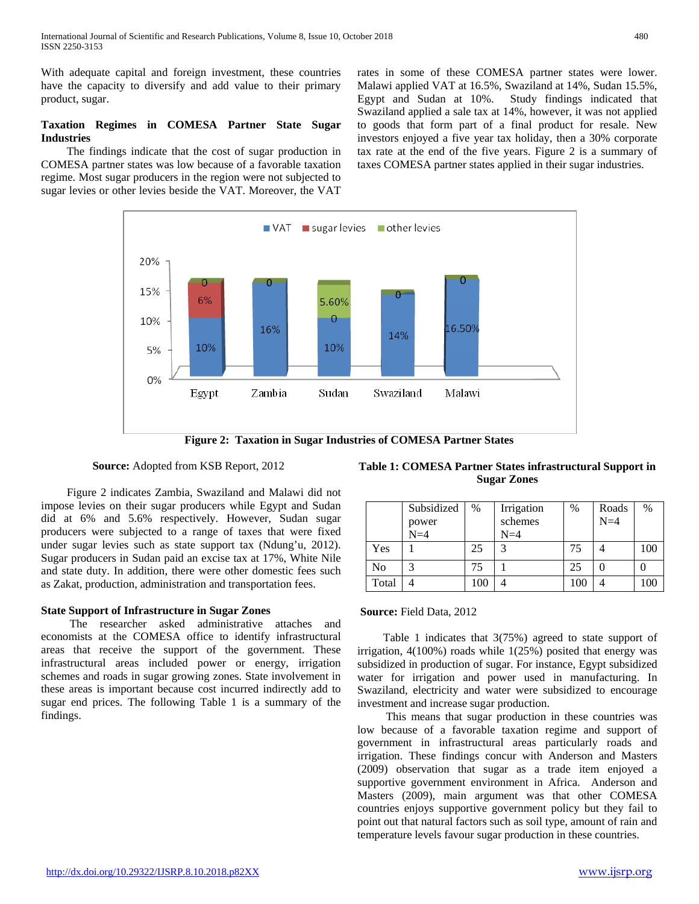With adequate capital and foreign investment, these countries have the capacity to diversify and add value to their primary product, sugar.

### Taxation Regimes in COMESA Partner State Sugar Industries

The findings indicate that the cost of sugar production in COMESA partner states was low because of a favorable taxation regime. Most sugar producers in the region were not subjected to sugar levies or other levies beside the VAT. Moreover, the VAT rates in some of these COMESA partner states were lower. Malawi applied VAT at 16.5%, Swaziland at 14%, Sudan 15.5%, Egypt and Sudan at 10%. Study findings indicated that Swaziland applied a sale tax at 14%, however, it was not applied to goods that form part of a final product for resale. New investors enjoyed a five year tax holiday, then a 30% corporate tax rate at the end of the five years. Figure 2 is a summary of taxes COMESA partner states applied in their sugar industries.

**Figure 2: Taxation in Sugar Industries of COMESA Partner States**

**Source:** Adopted from KSB Report, 2012

Figure 2 indicates Zambia, Swaziland and Malawi did not impose levies on their sugar producers while Egypt and Sudan did at 6% and 5.6% respectively. However, Sudan sugar producers were subjected to a range of taxes that were fixed under sugar levies such as state support tax (Ndung'u, 2012). Sugar producers in Sudan paid an excise tax at 17%, White Nile and state duty. In addition, there were other domestic fees such as Zakat, production, administration and transportation fees.

### State Support of Infrastructure in Sugar Zones

The researcher asked administrative attaches and economists at the COMESA office to identify infrastructural areas that receive the support of the government. These infrastructural areas included power or energy, irrigation schemes and roads in sugar growing zones. State involvement in these areas is important because cost incurred indirectly add to sugar end prices. The following Table 1 is a summary of the findings.

**Table 1: COMESA Partner States infrastructural Support in Sugar Zones**

| | Subsidized power N=4 | % | Irrigation schemes N=4 | % | Roads N=4 | % |
|---|---|---|---|---|---|---|
| Yes | 1 | 25 | 3 | 75 | 4 | 100 |
| No | 3 | 75 | 1 | 25 | 0 | 0 |
| Total | 4 | 100 | 4 | 100 | 4 | 100 |

**Source:** Field Data, 2012

Table 1 indicates that 3(75%) agreed to state support of irrigation, 4(100%) roads while 1(25%) posited that energy was subsidized in production of sugar. For instance, Egypt subsidized water for irrigation and power used in manufacturing. In Swaziland, electricity and water were subsidized to encourage investment and increase sugar production.

This means that sugar production in these countries was low because of a favorable taxation regime and support of government in infrastructural areas particularly roads and irrigation. These findings concur with Anderson and Masters (2009) observation that sugar as a trade item enjoyed a supportive government environment in Africa. Anderson and Masters (2009), main argument was that other COMESA countries enjoys supportive government policy but they fail to point out that natural factors such as soil type, amount of rain and temperature levels favour sugar production in these countries.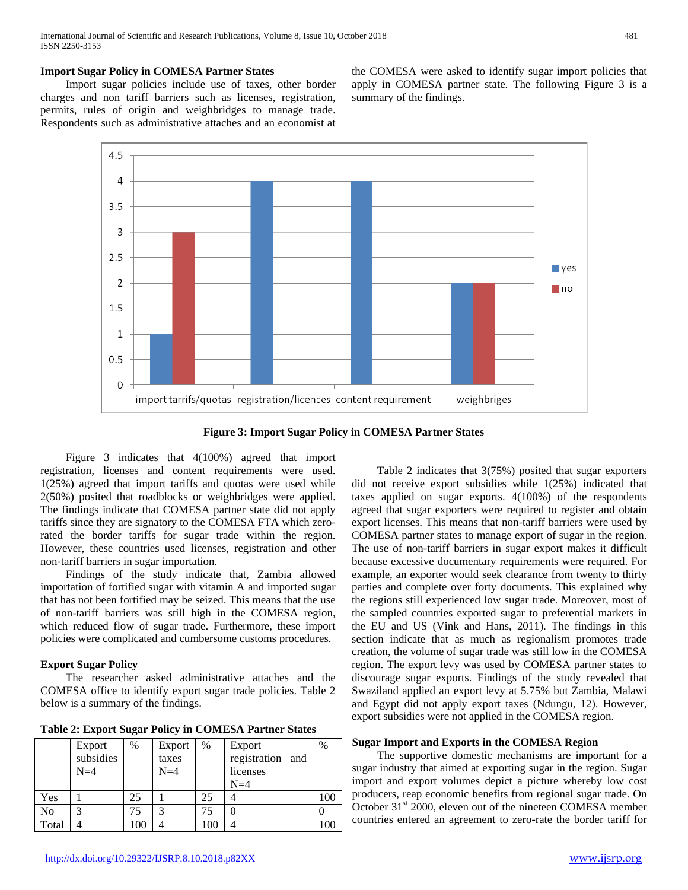### Import Sugar Policy in COMESA Partner States

Import sugar policies include use of taxes, other border charges and non tariff barriers such as licenses, registration, permits, rules of origin and weighbridges to manage trade. Respondents such as administrative attaches and an economist at the COMESA were asked to identify sugar import policies that apply in COMESA partner state. The following Figure 3 is a summary of the findings.

**Figure 3: Import Sugar Policy in COMESA Partner States**

Figure 3 indicates that 4(100%) agreed that import registration, licenses and content requirements were used. 1(25%) agreed that import tariffs and quotas were used while 2(50%) posited that roadblocks or weighbridges were applied. The findings indicate that COMESA partner state did not apply tariffs since they are signatory to the COMESA FTA which zero-rated the border tariffs for sugar trade within the region. However, these countries used licenses, registration and other non-tariff barriers in sugar importation.

Findings of the study indicate that, Zambia allowed importation of fortified sugar with vitamin A and imported sugar that has not been fortified may be seized. This means that the use of non-tariff barriers was still high in the COMESA region, which reduced flow of sugar trade. Furthermore, these import policies were complicated and cumbersome customs procedures.

### Export Sugar Policy

The researcher asked administrative attaches and the COMESA office to identify export sugar trade policies. Table 2 below is a summary of the findings.

**Table 2: Export Sugar Policy in COMESA Partner States**

| | Export subsidies N=4 | % | Export taxes N=4 | % | Export registration and licenses N=4 | % |
|---|---|---|---|---|---|---|
| Yes | 1 | 25 | 1 | 25 | 4 | 100 |
| No | 3 | 75 | 3 | 75 | 0 | 0 |
| Total | 4 | 100 | 4 | 100 | 4 | 100 |

Table 2 indicates that 3(75%) posited that sugar exporters did not receive export subsidies while 1(25%) indicated that taxes applied on sugar exports. 4(100%) of the respondents agreed that sugar exporters were required to register and obtain export licenses. This means that non-tariff barriers were used by COMESA partner states to manage export of sugar in the region. The use of non-tariff barriers in sugar export makes it difficult because excessive documentary requirements were required. For example, an exporter would seek clearance from twenty to thirty parties and complete over forty documents. This explained why the regions still experienced low sugar trade. Moreover, most of the sampled countries exported sugar to preferential markets in the EU and US (Vink and Hans, 2011). The findings in this section indicate that as much as regionalism promotes trade creation, the volume of sugar trade was still low in the COMESA region. The export levy was used by COMESA partner states to discourage sugar exports. Findings of the study revealed that Swaziland applied an export levy at 5.75% but Zambia, Malawi and Egypt did not apply export taxes (Ndungu, 12). However, export subsidies were not applied in the COMESA region.

### Sugar Import and Exports in the COMESA Region

The supportive domestic mechanisms are important for a sugar industry that aimed at exporting sugar in the region. Sugar import and export volumes depict a picture whereby low cost producers, reap economic benefits from regional sugar trade. On October 31st 2000, eleven out of the nineteen COMESA member countries entered an agreement to zero-rate the border tariff for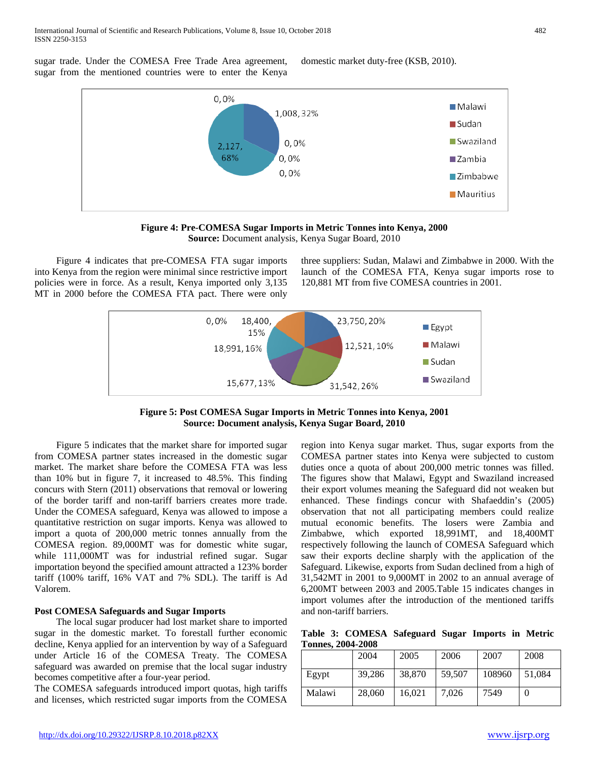sugar trade. Under the COMESA Free Trade Area agreement, sugar from the mentioned countries were to enter the Kenya domestic market duty-free (KSB, 2010).

**Figure 4: Pre-COMESA Sugar Imports in Metric Tonnes into Kenya, 2000**
**Source:** Document analysis, Kenya Sugar Board, 2010

Figure 4 indicates that pre-COMESA FTA sugar imports into Kenya from the region were minimal since restrictive import policies were in force. As a result, Kenya imported only 3,135 MT in 2000 before the COMESA FTA pact. There were only three suppliers: Sudan, Malawi and Zimbabwe in 2000. With the launch of the COMESA FTA, Kenya sugar imports rose to 120,881 MT from five COMESA countries in 2001.

**Figure 5: Post COMESA Sugar Imports in Metric Tonnes into Kenya, 2001**
**Source: Document analysis, Kenya Sugar Board, 2010**

Figure 5 indicates that the market share for imported sugar from COMESA partner states increased in the domestic sugar market. The market share before the COMESA FTA was less than 10% but in figure 7, it increased to 48.5%. This finding concurs with Stern (2011) observations that removal or lowering of the border tariff and non-tariff barriers creates more trade. Under the COMESA safeguard, Kenya was allowed to impose a quantitative restriction on sugar imports. Kenya was allowed to import a quota of 200,000 metric tonnes annually from the COMESA region. 89,000MT was for domestic white sugar, while 111,000MT was for industrial refined sugar. Sugar importation beyond the specified amount attracted a 123% border tariff (100% tariff, 16% VAT and 7% SDL). The tariff is Ad Valorem.

### Post COMESA Safeguards and Sugar Imports

The local sugar producer had lost market share to imported sugar in the domestic market. To forestall further economic decline, Kenya applied for an intervention by way of a Safeguard under Article 16 of the COMESA Treaty. The COMESA safeguard was awarded on premise that the local sugar industry becomes competitive after a four-year period.

The COMESA safeguards introduced import quotas, high tariffs and licenses, which restricted sugar imports from the COMESA region into Kenya sugar market. Thus, sugar exports from the COMESA partner states into Kenya were subjected to custom duties once a quota of about 200,000 metric tonnes was filled. The figures show that Malawi, Egypt and Swaziland increased their export volumes meaning the Safeguard did not weaken but enhanced. These findings concur with Shafaeddin's (2005) observation that not all participating members could realize mutual economic benefits. The losers were Zambia and Zimbabwe, which exported 18,991MT, and 18,400MT respectively following the launch of COMESA Safeguard which saw their exports decline sharply with the application of the Safeguard. Likewise, exports from Sudan declined from a high of 31,542MT in 2001 to 9,000MT in 2002 to an annual average of 6,200MT between 2003 and 2005.Table 15 indicates changes in import volumes after the introduction of the mentioned tariffs and non-tariff barriers.

**Table 3: COMESA Safeguard Sugar Imports in Metric Tonnes, 2004-2008**

| | 2004 | 2005 | 2006 | 2007 | 2008 |
|---|---|---|---|---|---|
| Egypt | 39,286 | 38,870 | 59,507 | 108960 | 51,084 |
| Malawi | 28,060 | 16,021 | 7,026 | 7549 | 0 |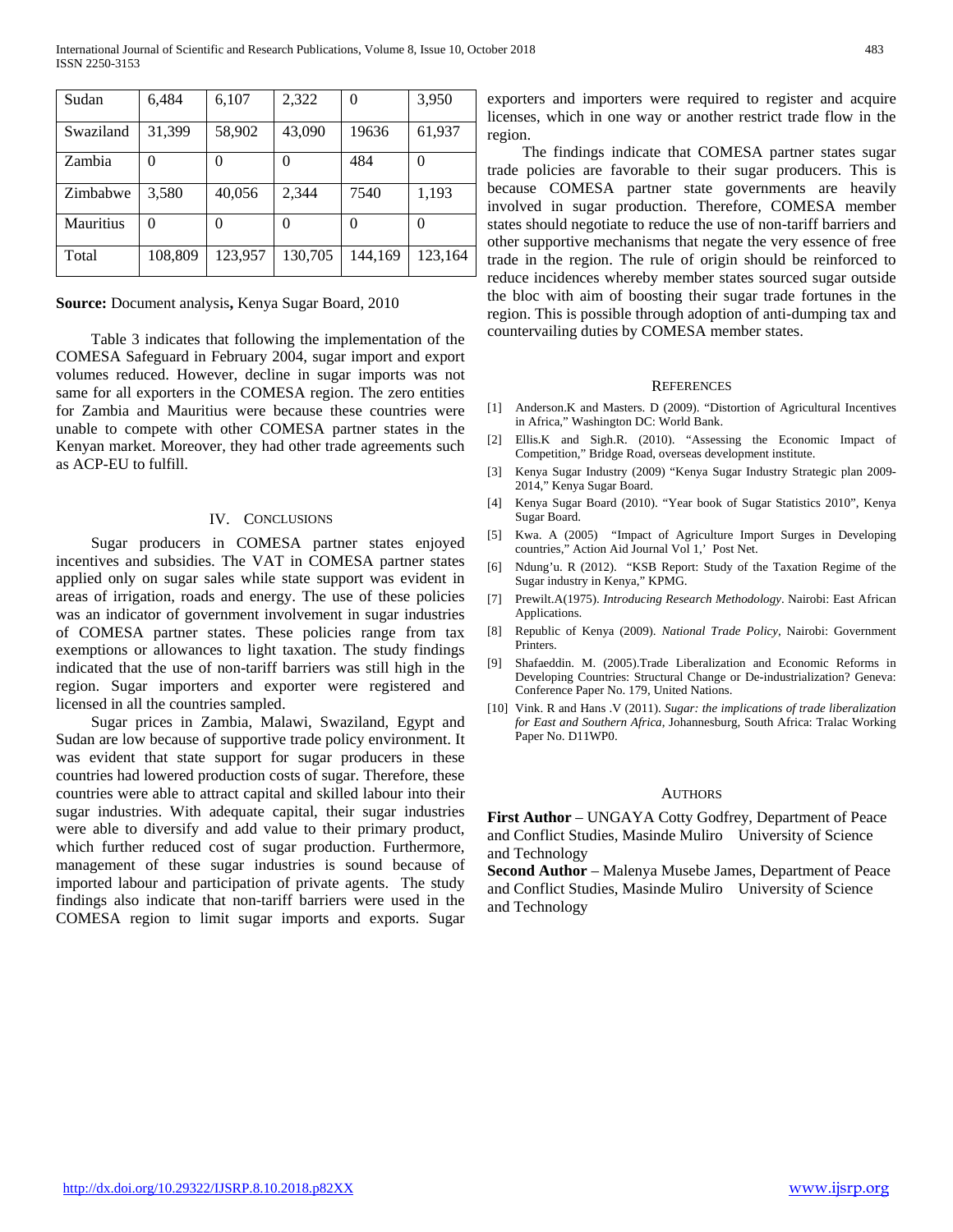| | | | | | |
|---|---|---|---|---|---|
| Sudan | 6,484 | 6,107 | 2,322 | 0 | 3,950 |
| Swaziland | 31,399 | 58,902 | 43,090 | 19636 | 61,937 |
| Zambia | 0 | 0 | 0 | 484 | 0 |
| Zimbabwe | 3,580 | 40,056 | 2,344 | 7540 | 1,193 |
| Mauritius | 0 | 0 | 0 | 0 | 0 |
| Total | 108,809 | 123,957 | 130,705 | 144,169 | 123,164 |

**Source:** Document analysis**,** Kenya Sugar Board, 2010

Table 3 indicates that following the implementation of the COMESA Safeguard in February 2004, sugar import and export volumes reduced. However, decline in sugar imports was not same for all exporters in the COMESA region. The zero entities for Zambia and Mauritius were because these countries were unable to compete with other COMESA partner states in the Kenyan market. Moreover, they had other trade agreements such as ACP-EU to fulfill.

## IV. CONCLUSIONS

Sugar producers in COMESA partner states enjoyed incentives and subsidies. The VAT in COMESA partner states applied only on sugar sales while state support was evident in areas of irrigation, roads and energy. The use of these policies was an indicator of government involvement in sugar industries of COMESA partner states. These policies range from tax exemptions or allowances to light taxation. The study findings indicated that the use of non-tariff barriers was still high in the region. Sugar importers and exporter were registered and licensed in all the countries sampled.

Sugar prices in Zambia, Malawi, Swaziland, Egypt and Sudan are low because of supportive trade policy environment. It was evident that state support for sugar producers in these countries had lowered production costs of sugar. Therefore, these countries were able to attract capital and skilled labour into their sugar industries. With adequate capital, their sugar industries were able to diversify and add value to their primary product, which further reduced cost of sugar production. Furthermore, management of these sugar industries is sound because of imported labour and participation of private agents. The study findings also indicate that non-tariff barriers were used in the COMESA region to limit sugar imports and exports. Sugar exporters and importers were required to register and acquire licenses, which in one way or another restrict trade flow in the region.

The findings indicate that COMESA partner states sugar trade policies are favorable to their sugar producers. This is because COMESA partner state governments are heavily involved in sugar production. Therefore, COMESA member states should negotiate to reduce the use of non-tariff barriers and other supportive mechanisms that negate the very essence of free trade in the region. The rule of origin should be reinforced to reduce incidences whereby member states sourced sugar outside the bloc with aim of boosting their sugar trade fortunes in the region. This is possible through adoption of anti-dumping tax and countervailing duties by COMESA member states.

## REFERENCES

[1] Anderson.K and Masters. D (2009). "Distortion of Agricultural Incentives in Africa," Washington DC: World Bank.

[2] Ellis.K and Sigh.R. (2010). "Assessing the Economic Impact of Competition," Bridge Road, overseas development institute.

[3] Kenya Sugar Industry (2009) "Kenya Sugar Industry Strategic plan 2009-2014," Kenya Sugar Board.

[4] Kenya Sugar Board (2010). "Year book of Sugar Statistics 2010", Kenya Sugar Board.

[5] Kwa. A (2005) "Impact of Agriculture Import Surges in Developing countries," Action Aid Journal Vol 1,' Post Net.

[6] Ndung'u. R (2012). "KSB Report: Study of the Taxation Regime of the Sugar industry in Kenya," KPMG.

[7] Prewilt.A(1975). *Introducing Research Methodology*. Nairobi: East African Applications.

[8] Republic of Kenya (2009). *National Trade Policy*, Nairobi: Government Printers.

[9] Shafaeddin. M. (2005).Trade Liberalization and Economic Reforms in Developing Countries: Structural Change or De-industrialization? Geneva: Conference Paper No. 179, United Nations.

[10] Vink. R and Hans .V (2011). *Sugar: the implications of trade liberalization for East and Southern Africa*, Johannesburg, South Africa: Tralac Working Paper No. D11WP0.

## AUTHORS

**First Author** – UNGAYA Cotty Godfrey, Department of Peace and Conflict Studies, Masinde Muliro University of Science and Technology

**Second Author** – Malenya Musebe James, Department of Peace and Conflict Studies, Masinde Muliro University of Science and Technology